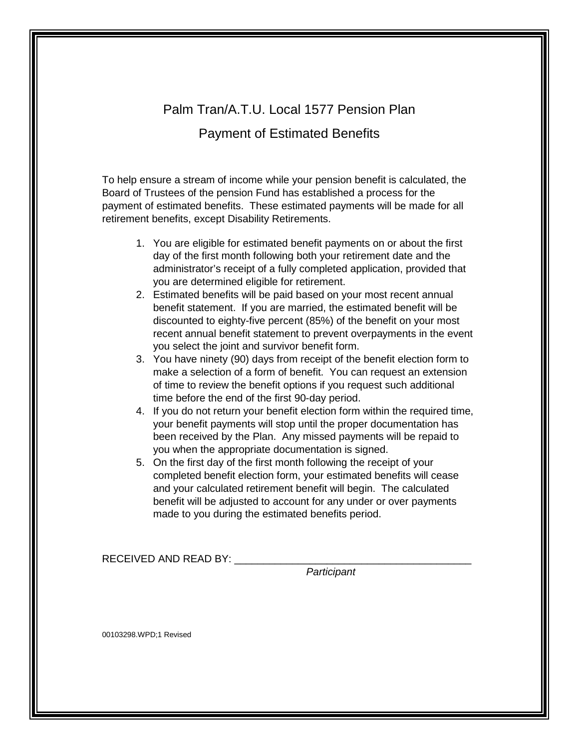# Palm Tran/A.T.U. Local 1577 Pension Plan

## Payment of Estimated Benefits

To help ensure a stream of income while your pension benefit is calculated, the Board of Trustees of the pension Fund has established a process for the payment of estimated benefits. These estimated payments will be made for all retirement benefits, except Disability Retirements.

1. You are eligible for estimated benefit payments on or about the first day of the first month following both your retirement date and the administrator's receipt of a fully completed application, provided that you are determined eligible for retirement.
2. Estimated benefits will be paid based on your most recent annual benefit statement. If you are married, the estimated benefit will be discounted to eighty-five percent (85%) of the benefit on your most recent annual benefit statement to prevent overpayments in the event you select the joint and survivor benefit form.
3. You have ninety (90) days from receipt of the benefit election form to make a selection of a form of benefit. You can request an extension of time to review the benefit options if you request such additional time before the end of the first 90-day period.
4. If you do not return your benefit election form within the required time, your benefit payments will stop until the proper documentation has been received by the Plan. Any missed payments will be repaid to you when the appropriate documentation is signed.
5. On the first day of the first month following the receipt of your completed benefit election form, your estimated benefits will cease and your calculated retirement benefit will begin. The calculated benefit will be adjusted to account for any under or over payments made to you during the estimated benefits period.

RECEIVED AND READ BY: __________________________________________
*Participant*

00103298.WPD;1 Revised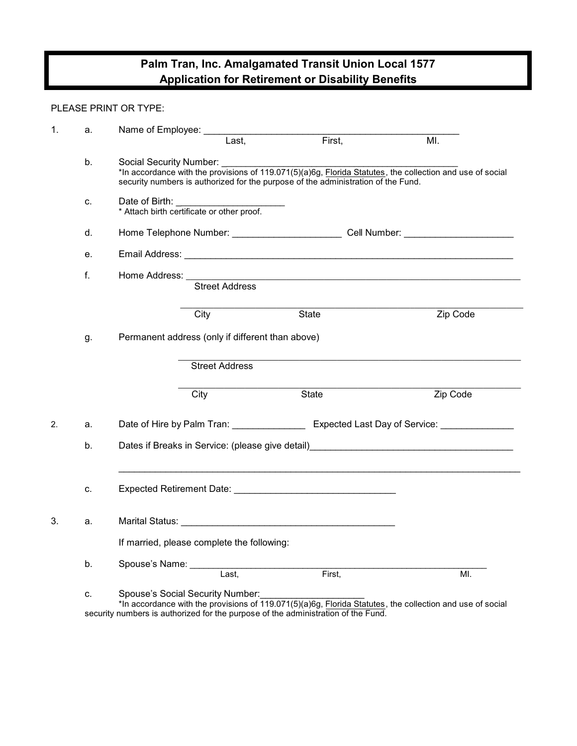# Palm Tran, Inc. Amalgamated Transit Union Local 1577
## Application for Retirement or Disability Benefits

PLEASE PRINT OR TYPE:

1. a. Name of Employee: ______________________________________________
   Last, First, MI.

   b. Social Security Number: ___________________________________________
   *In accordance with the provisions of 119.071(5)(a)6g, Florida Statutes, the collection and use of social security numbers is authorized for the purpose of the administration of the Fund.

   c. Date of Birth: ____________________
   * Attach birth certificate or other proof.

   d. Home Telephone Number: ____________________ Cell Number: ____________________

   e. Email Address: ____________________________________________________________

   f. Home Address: ______________________________________________________________
   Street Address

   ______________________________________________________________
   City State Zip Code

   g. Permanent address (only if different than above)

   ______________________________________________________________
   Street Address

   ______________________________________________________________
   City State Zip Code

2. a. Date of Hire by Palm Tran: _____________ Expected Last Day of Service: _____________

   b. Dates if Breaks in Service: (please give detail)____________________________________

   ______________________________________________________________________________

   c. Expected Retirement Date: _____________________________

3. a. Marital Status: ________________________________________

   If married, please complete the following:

   b. Spouse's Name: ______________________________________________________
   Last, First, MI.

   c. Spouse's Social Security Number:___________________
   *In accordance with the provisions of 119.071(5)(a)6g, Florida Statutes, the collection and use of social security numbers is authorized for the purpose of the administration of the Fund.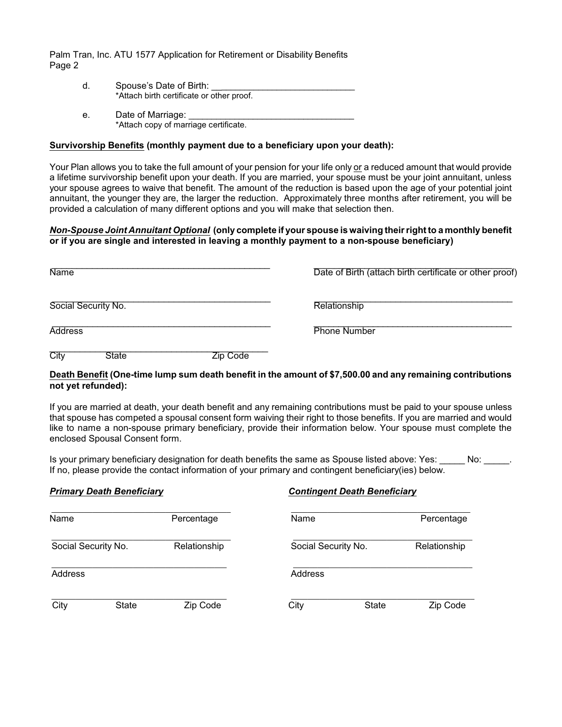d. Spouse's Date of Birth: ____________________________
*Attach birth certificate or other proof.

e. Date of Marriage: ________________________________
*Attach copy of marriage certificate.

**<u>Survivorship Benefits</u> (monthly payment due to a beneficiary upon your death):**

Your Plan allows you to take the full amount of your pension for your life only <u>or</u> a reduced amount that would provide a lifetime survivorship benefit upon your death. If you are married, your spouse must be your joint annuitant, unless your spouse agrees to waive that benefit. The amount of the reduction is based upon the age of your potential joint annuitant, the younger they are, the larger the reduction. Approximately three months after retirement, you will be provided a calculation of many different options and you will make that selection then.

***<u>Non-Spouse Joint Annuitant Optional</u>*** **(only complete if your spouse is waiving their right to a monthly benefit or if you are single and interested in leaving a monthly payment to a non-spouse beneficiary)**

________________________________________ ________________________________________
Name Date of Birth (attach birth certificate or other proof)

________________________________________ ________________________________________
Social Security No. Relationship

________________________________________ ________________________________________
Address Phone Number

________________________________________
City State Zip Code

**<u>Death Benefit</u> (One-time lump sum death benefit in the amount of $7,500.00 and any remaining contributions not yet refunded):**

If you are married at death, your death benefit and any remaining contributions must be paid to your spouse unless that spouse has competed a spousal consent form waiving their right to those benefits. If you are married and would like to name a non-spouse primary beneficiary, provide their information below. Your spouse must complete the enclosed Spousal Consent form.

Is your primary beneficiary designation for death benefits the same as Spouse listed above: Yes: _____ No: _____.
If no, please provide the contact information of your primary and contingent beneficiary(ies) below.

***<u>Primary Death Beneficiary</u>***

____________________________________
Name Percentage

____________________________________
Social Security No. Relationship

____________________________________
Address

____________________________________
City State Zip Code

***<u>Contingent Death Beneficiary</u>***

____________________________________
Name Percentage

____________________________________
Social Security No. Relationship

____________________________________
Address

____________________________________
City State Zip Code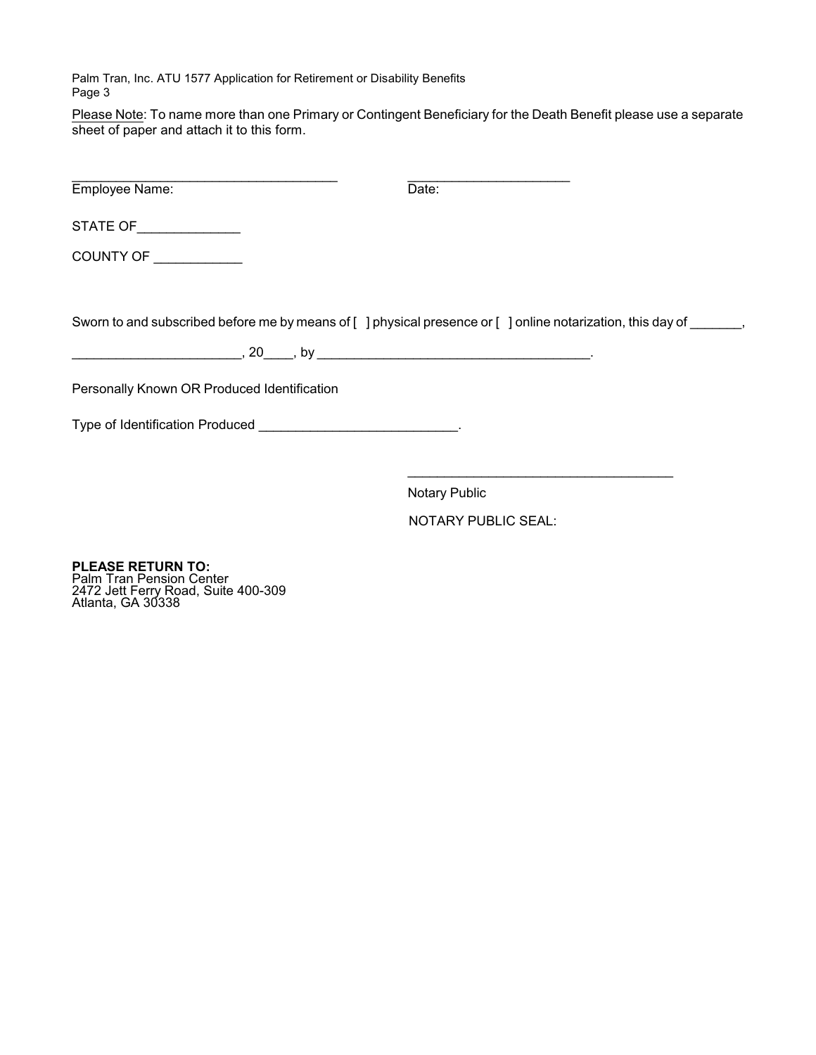Please Note: To name more than one Primary or Contingent Beneficiary for the Death Benefit please use a separate sheet of paper and attach it to this form.

_________________________________________ &nbsp;&nbsp;&nbsp;&nbsp;&nbsp;&nbsp;&nbsp;&nbsp;&nbsp;&nbsp; _________________________
Employee Name: &nbsp;&nbsp;&nbsp;&nbsp;&nbsp;&nbsp;&nbsp;&nbsp;&nbsp;&nbsp;&nbsp;&nbsp;&nbsp;&nbsp;&nbsp;&nbsp;&nbsp;&nbsp;&nbsp;&nbsp;&nbsp;&nbsp;&nbsp;&nbsp;&nbsp;&nbsp;&nbsp;&nbsp;&nbsp;&nbsp;&nbsp;&nbsp;&nbsp;&nbsp;&nbsp;&nbsp;&nbsp;&nbsp; Date:

STATE OF______________

COUNTY OF ____________

Sworn to and subscribed before me by means of [ ] physical presence or [ ] online notarization, this day of _______,

_______________________, 20____, by ______________________________________.

Personally Known OR Produced Identification

Type of Identification Produced ___________________________.

_____________________________________
Notary Public

NOTARY PUBLIC SEAL:

**PLEASE RETURN TO:**
Palm Tran Pension Center
2472 Jett Ferry Road, Suite 400-309
Atlanta, GA 30338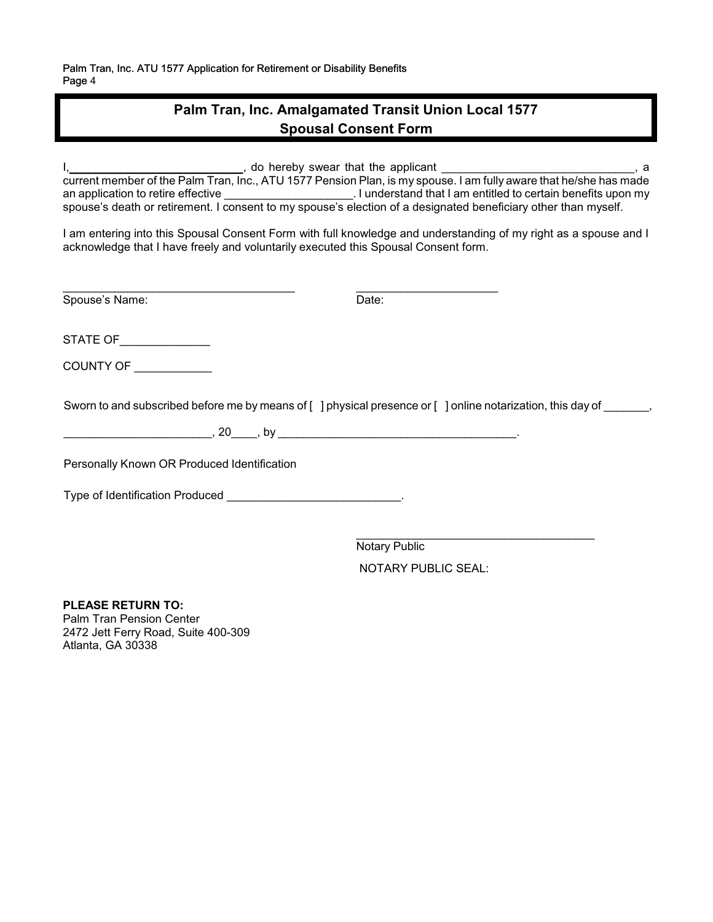## Palm Tran, Inc. Amalgamated Transit Union Local 1577
## Spousal Consent Form

I,____________________________, do hereby swear that the applicant ______________________________, a current member of the Palm Tran, Inc., ATU 1577 Pension Plan, is my spouse. I am fully aware that he/she has made an application to retire effective ____________________. I understand that I am entitled to certain benefits upon my spouse's death or retirement. I consent to my spouse's election of a designated beneficiary other than myself.

I am entering into this Spousal Consent Form with full knowledge and understanding of my right as a spouse and I acknowledge that I have freely and voluntarily executed this Spousal Consent form.

____________________________________ ______________________

Spouse's Name: Date:

STATE OF______________

COUNTY OF ____________

Sworn to and subscribed before me by means of [ ] physical presence or [ ] online notarization, this day of _______,

_______________________, 20____, by _____________________________________.

Personally Known OR Produced Identification

Type of Identification Produced ___________________________.

______________________________________

Notary Public

NOTARY PUBLIC SEAL:

**PLEASE RETURN TO:**
Palm Tran Pension Center
2472 Jett Ferry Road, Suite 400-309
Atlanta, GA 30338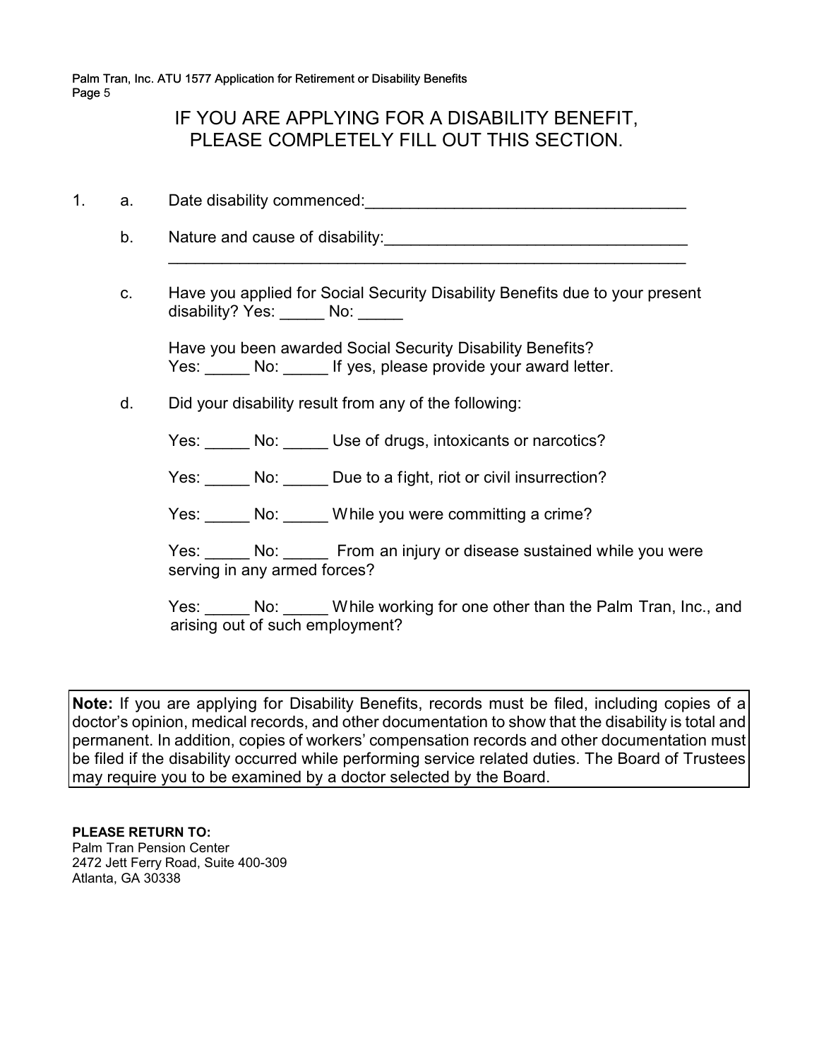# IF YOU ARE APPLYING FOR A DISABILITY BENEFIT, PLEASE COMPLETELY FILL OUT THIS SECTION.

1. a. Date disability commenced:___________________________________

   b. Nature and cause of disability:_________________________________
   ____________________________________________________________

   c. Have you applied for Social Security Disability Benefits due to your present disability? Yes: _____ No: _____

   Have you been awarded Social Security Disability Benefits?
   Yes: _____ No: _____ If yes, please provide your award letter.

   d. Did your disability result from any of the following:

   Yes: _____ No: _____ Use of drugs, intoxicants or narcotics?

   Yes: _____ No: _____ Due to a fight, riot or civil insurrection?

   Yes: _____ No: _____ While you were committing a crime?

   Yes: _____ No: _____ From an injury or disease sustained while you were serving in any armed forces?

   Yes: _____ No: _____ While working for one other than the Palm Tran, Inc., and arising out of such employment?

**Note:** If you are applying for Disability Benefits, records must be filed, including copies of a doctor's opinion, medical records, and other documentation to show that the disability is total and permanent. In addition, copies of workers' compensation records and other documentation must be filed if the disability occurred while performing service related duties. The Board of Trustees may require you to be examined by a doctor selected by the Board.

**PLEASE RETURN TO:**
Palm Tran Pension Center
2472 Jett Ferry Road, Suite 400-309
Atlanta, GA 30338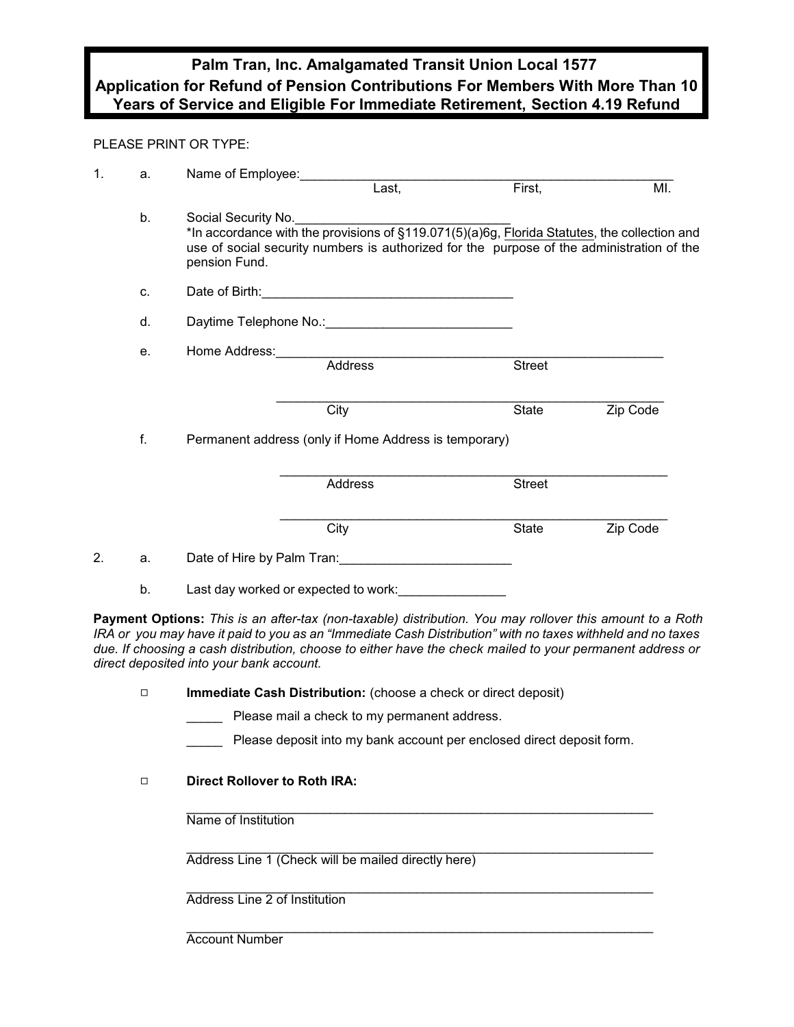# Palm Tran, Inc. Amalgamated Transit Union Local 1577
# Application for Refund of Pension Contributions For Members With More Than 10 Years of Service and Eligible For Immediate Retirement, Section 4.19 Refund

PLEASE PRINT OR TYPE:

1. a. Name of Employee:______________________________________________________
   Last, First, MI.

   b. Social Security No.______________________________
   *In accordance with the provisions of §119.071(5)(a)6g, Florida Statutes, the collection and use of social security numbers is authorized for the purpose of the administration of the pension Fund.

   c. Date of Birth:___________________________________

   d. Daytime Telephone No.:_________________________

   e. Home Address:_______________________________________________________
   Address Street

   _______________________________________________________
   City State Zip Code

   f. Permanent address (only if Home Address is temporary)

   _______________________________________________________
   Address Street

   _______________________________________________________
   City State Zip Code

2. a. Date of Hire by Palm Tran:_______________________

   b. Last day worked or expected to work:______________

**Payment Options:** *This is an after-tax (non-taxable) distribution. You may rollover this amount to a Roth IRA or you may have it paid to you as an "Immediate Cash Distribution" with no taxes withheld and no taxes due. If choosing a cash distribution, choose to either have the check mailed to your permanent address or direct deposited into your bank account.*

- ☐ **Immediate Cash Distribution:** (choose a check or direct deposit)

  _____ Please mail a check to my permanent address.

  _____ Please deposit into my bank account per enclosed direct deposit form.

- ☐ **Direct Rollover to Roth IRA:**

  _______________________________________________________________
  Name of Institution

  _______________________________________________________________
  Address Line 1 (Check will be mailed directly here)

  _______________________________________________________________
  Address Line 2 of Institution

  _______________________________________________________________
  Account Number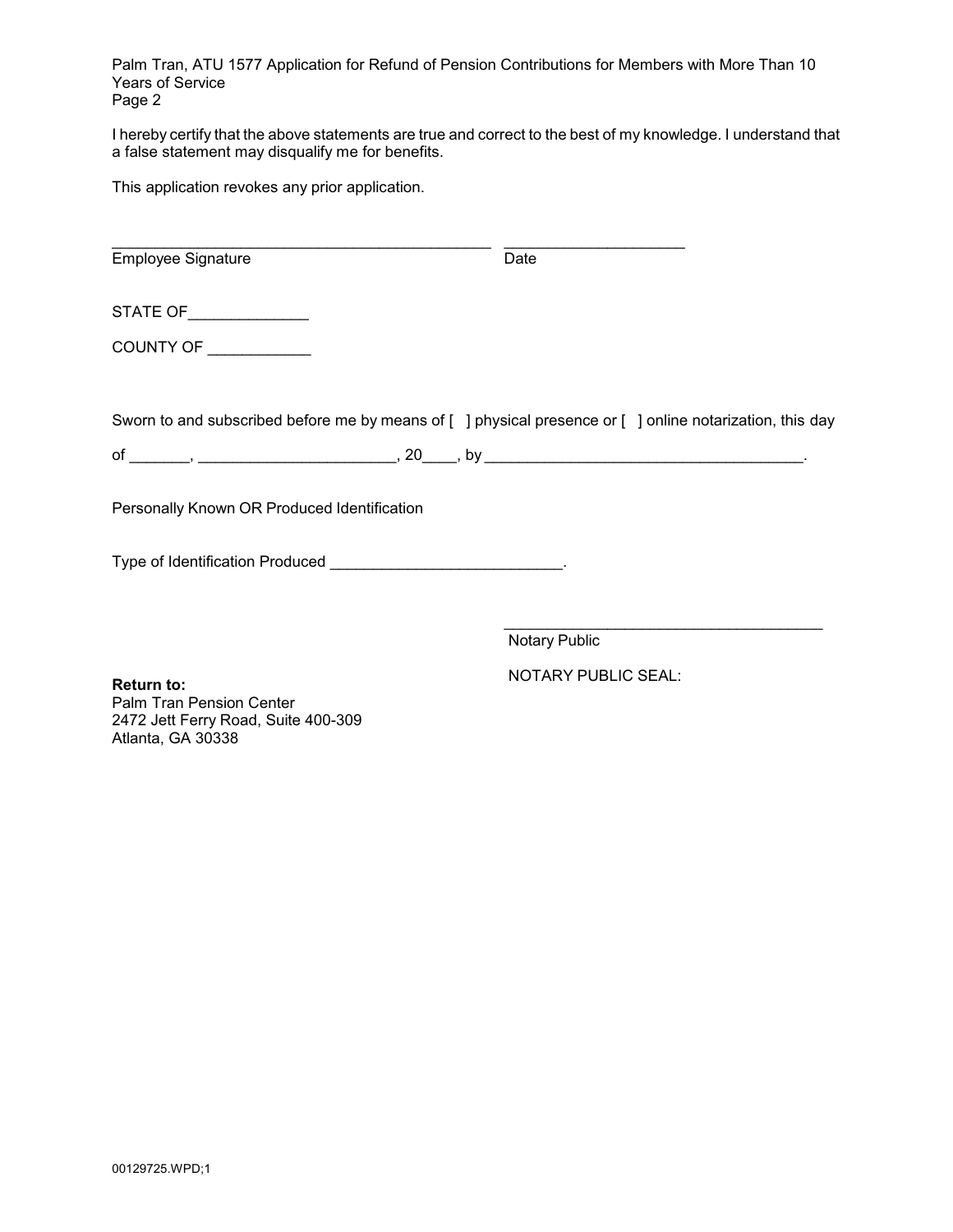I hereby certify that the above statements are true and correct to the best of my knowledge. I understand that a false statement may disqualify me for benefits.

This application revokes any prior application.

_____________________________________________ ____________________
Employee Signature Date

STATE OF_____________

COUNTY OF ___________

Sworn to and subscribed before me by means of [ ] physical presence or [ ] online notarization, this day

of _______, ______________________, 20____, by _____________________________________.

Personally Known OR Produced Identification

Type of Identification Produced __________________________.

_____________________________________
Notary Public

NOTARY PUBLIC SEAL:

**Return to:**
Palm Tran Pension Center
2472 Jett Ferry Road, Suite 400-309
Atlanta, GA 30338

00129725.WPD;1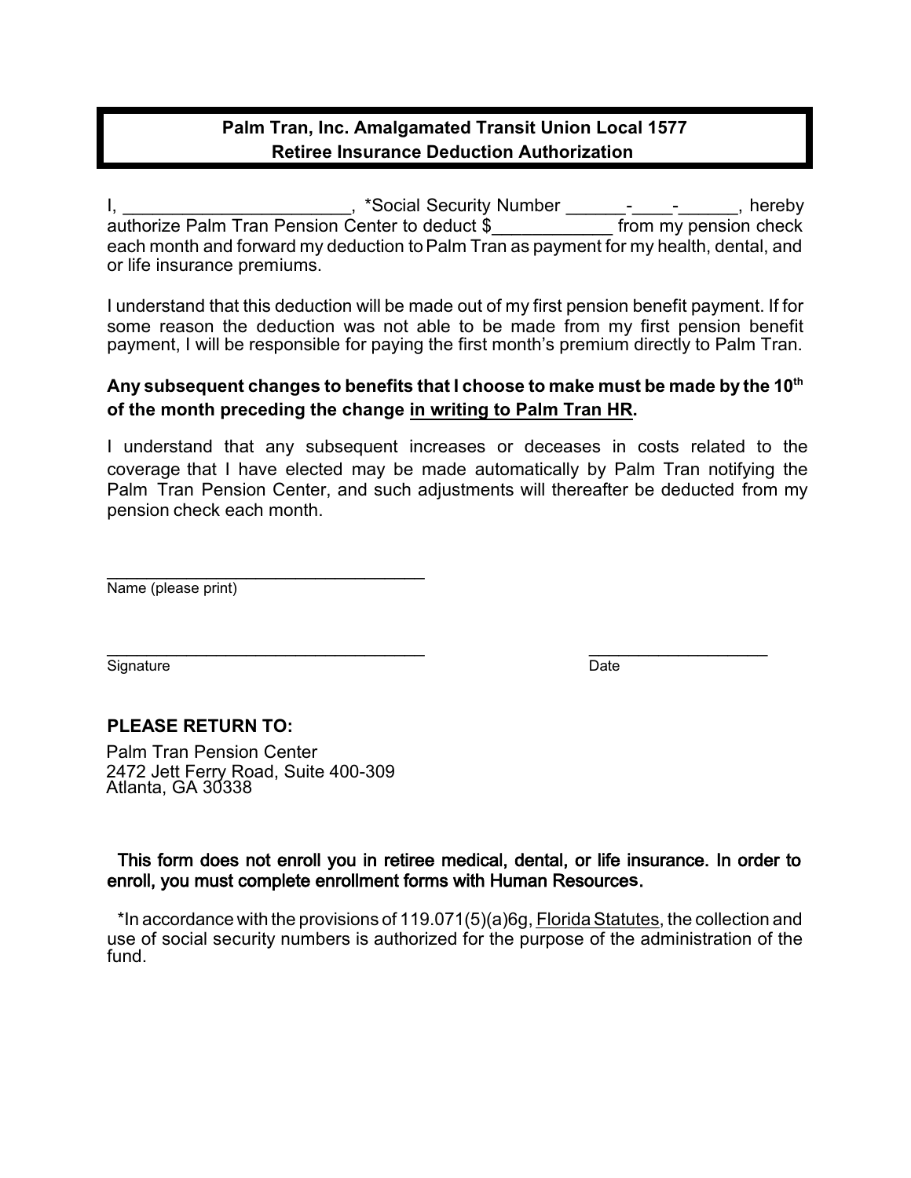**Palm Tran, Inc. Amalgamated Transit Union Local 1577**
**Retiree Insurance Deduction Authorization**

I, _______________________, *Social Security Number ______-____-______, hereby authorize Palm Tran Pension Center to deduct $____________ from my pension check each month and forward my deduction to Palm Tran as payment for my health, dental, and or life insurance premiums.

I understand that this deduction will be made out of my first pension benefit payment. If for some reason the deduction was not able to be made from my first pension benefit payment, I will be responsible for paying the first month's premium directly to Palm Tran.

**Any subsequent changes to benefits that I choose to make must be made by the 10th of the month preceding the change in writing to Palm Tran HR.**

I understand that any subsequent increases or deceases in costs related to the coverage that I have elected may be made automatically by Palm Tran notifying the Palm Tran Pension Center, and such adjustments will thereafter be deducted from my pension check each month.

___________________________________
Name (please print)

___________________________________ ____________________
Signature Date

**PLEASE RETURN TO:**

Palm Tran Pension Center
2472 Jett Ferry Road, Suite 400-309
Atlanta, GA 30338

**This form does not enroll you in retiree medical, dental, or life insurance. In order to enroll, you must complete enrollment forms with Human Resources.**

*In accordance with the provisions of 119.071(5)(a)6g, Florida Statutes, the collection and use of social security numbers is authorized for the purpose of the administration of the fund.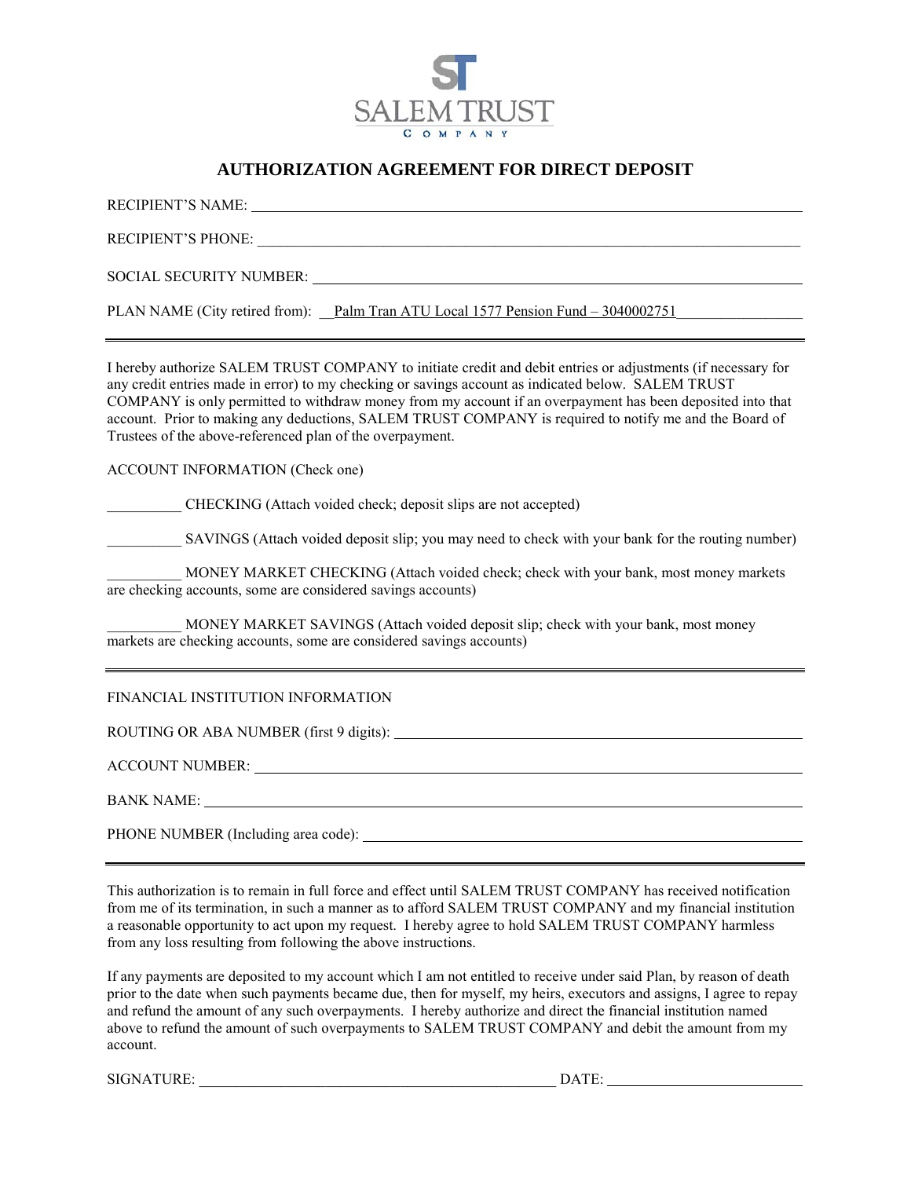SALEM TRUST

COMPANY

# AUTHORIZATION AGREEMENT FOR DIRECT DEPOSIT

RECIPIENT'S NAME: ______________________________

RECIPIENT'S PHONE: ______________________________

SOCIAL SECURITY NUMBER: ______________________________

PLAN NAME (City retired from): __Palm Tran ATU Local 1577 Pension Fund – 3040002751________________

---

I hereby authorize SALEM TRUST COMPANY to initiate credit and debit entries or adjustments (if necessary for any credit entries made in error) to my checking or savings account as indicated below. SALEM TRUST COMPANY is only permitted to withdraw money from my account if an overpayment has been deposited into that account. Prior to making any deductions, SALEM TRUST COMPANY is required to notify me and the Board of Trustees of the above-referenced plan of the overpayment.

ACCOUNT INFORMATION (Check one)

__________ CHECKING (Attach voided check; deposit slips are not accepted)

__________ SAVINGS (Attach voided deposit slip; you may need to check with your bank for the routing number)

__________ MONEY MARKET CHECKING (Attach voided check; check with your bank, most money markets are checking accounts, some are considered savings accounts)

__________ MONEY MARKET SAVINGS (Attach voided deposit slip; check with your bank, most money markets are checking accounts, some are considered savings accounts)

---

FINANCIAL INSTITUTION INFORMATION

ROUTING OR ABA NUMBER (first 9 digits): ______________________________

ACCOUNT NUMBER: ______________________________

BANK NAME: ______________________________

PHONE NUMBER (Including area code): ______________________________

---

This authorization is to remain in full force and effect until SALEM TRUST COMPANY has received notification from me of its termination, in such a manner as to afford SALEM TRUST COMPANY and my financial institution a reasonable opportunity to act upon my request. I hereby agree to hold SALEM TRUST COMPANY harmless from any loss resulting from following the above instructions.

If any payments are deposited to my account which I am not entitled to receive under said Plan, by reason of death prior to the date when such payments became due, then for myself, my heirs, executors and assigns, I agree to repay and refund the amount of any such overpayments. I hereby authorize and direct the financial institution named above to refund the amount of such overpayments to SALEM TRUST COMPANY and debit the amount from my account.

SIGNATURE: ______________________________ DATE: ______________________________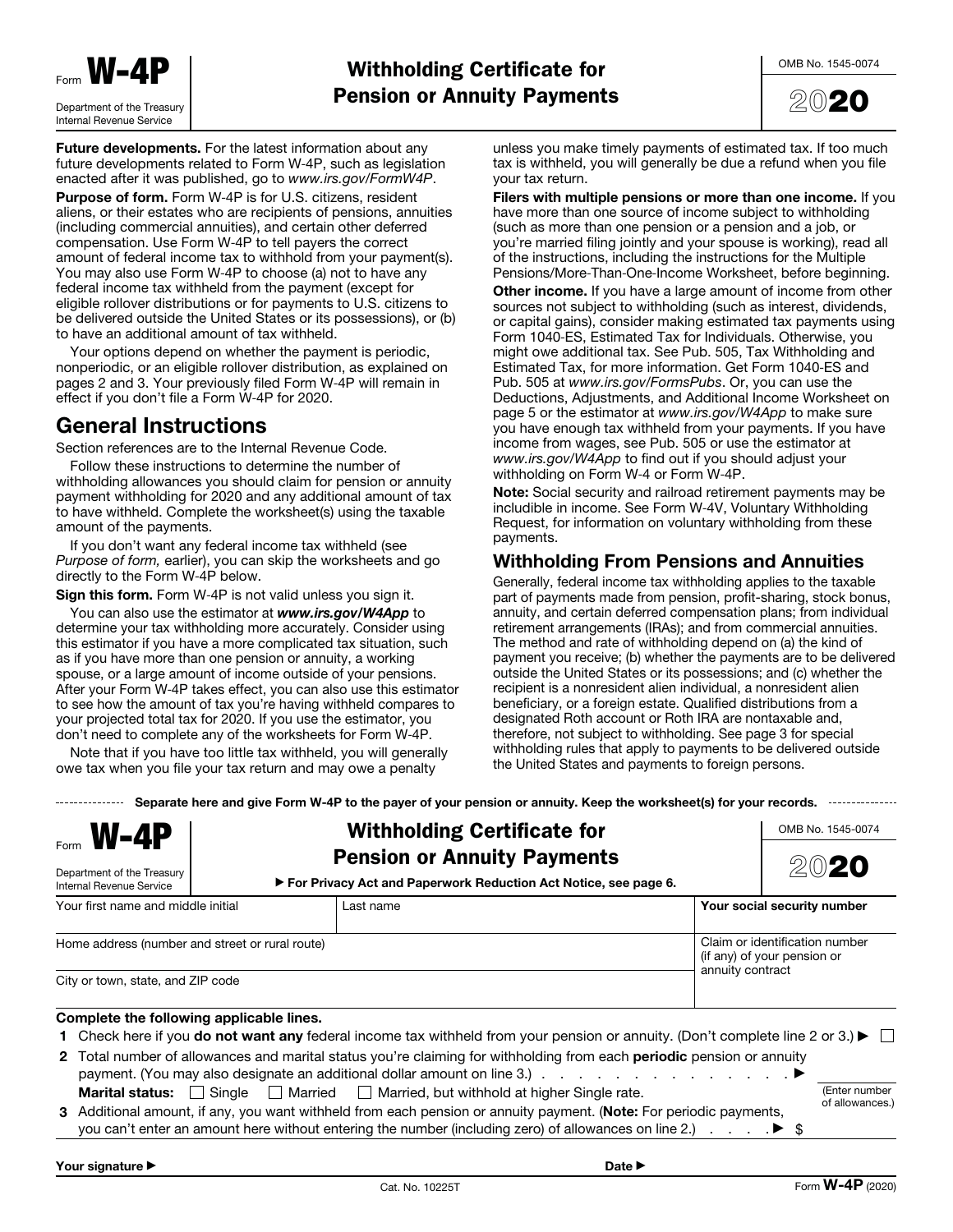# Form W-4P

Department of the Treasury
Internal Revenue Service

## Withholding Certificate for Pension or Annuity Payments

OMB No. 1545-0074

2020

**Future developments.** For the latest information about any future developments related to Form W-4P, such as legislation enacted after it was published, go to *www.irs.gov/FormW4P*.

**Purpose of form.** Form W-4P is for U.S. citizens, resident aliens, or their estates who are recipients of pensions, annuities (including commercial annuities), and certain other deferred compensation. Use Form W-4P to tell payers the correct amount of federal income tax to withhold from your payment(s). You may also use Form W-4P to choose (a) not to have any federal income tax withheld from the payment (except for eligible rollover distributions or for payments to U.S. citizens to be delivered outside the United States or its possessions), or (b) to have an additional amount of tax withheld.

Your options depend on whether the payment is periodic, nonperiodic, or an eligible rollover distribution, as explained on pages 2 and 3. Your previously filed Form W-4P will remain in effect if you don't file a Form W-4P for 2020.

## General Instructions

Section references are to the Internal Revenue Code.

Follow these instructions to determine the number of withholding allowances you should claim for pension or annuity payment withholding for 2020 and any additional amount of tax to have withheld. Complete the worksheet(s) using the taxable amount of the payments.

If you don't want any federal income tax withheld (see *Purpose of form,* earlier), you can skip the worksheets and go directly to the Form W-4P below.

**Sign this form.** Form W-4P is not valid unless you sign it.

You can also use the estimator at ***www.irs.gov/W4App*** to determine your tax withholding more accurately. Consider using this estimator if you have a more complicated tax situation, such as if you have more than one pension or annuity, a working spouse, or a large amount of income outside of your pensions. After your Form W-4P takes effect, you can also use this estimator to see how the amount of tax you're having withheld compares to your projected total tax for 2020. If you use the estimator, you don't need to complete any of the worksheets for Form W-4P.

Note that if you have too little tax withheld, you will generally owe tax when you file your tax return and may owe a penalty unless you make timely payments of estimated tax. If too much tax is withheld, you will generally be due a refund when you file your tax return.

**Filers with multiple pensions or more than one income.** If you have more than one source of income subject to withholding (such as more than one pension or a pension and a job, or you're married filing jointly and your spouse is working), read all of the instructions, including the instructions for the Multiple Pensions/More-Than-One-Income Worksheet, before beginning.

**Other income.** If you have a large amount of income from other sources not subject to withholding (such as interest, dividends, or capital gains), consider making estimated tax payments using Form 1040-ES, Estimated Tax for Individuals. Otherwise, you might owe additional tax. See Pub. 505, Tax Withholding and Estimated Tax, for more information. Get Form 1040-ES and Pub. 505 at *www.irs.gov/FormsPubs*. Or, you can use the Deductions, Adjustments, and Additional Income Worksheet on page 5 or the estimator at *www.irs.gov/W4App* to make sure you have enough tax withheld from your payments. If you have income from wages, see Pub. 505 or use the estimator at *www.irs.gov/W4App* to find out if you should adjust your withholding on Form W-4 or Form W-4P.

**Note:** Social security and railroad retirement payments may be includible in income. See Form W-4V, Voluntary Withholding Request, for information on voluntary withholding from these payments.

### Withholding From Pensions and Annuities

Generally, federal income tax withholding applies to the taxable part of payments made from pension, profit-sharing, stock bonus, annuity, and certain deferred compensation plans; from individual retirement arrangements (IRAs); and from commercial annuities. The method and rate of withholding depend on (a) the kind of payment you receive; (b) whether the payments are to be delivered outside the United States or its possessions; and (c) whether the recipient is a nonresident alien individual, a nonresident alien beneficiary, or a foreign estate. Qualified distributions from a designated Roth account or Roth IRA are nontaxable and, therefore, not subject to withholding. See page 3 for special withholding rules that apply to payments to be delivered outside the United States and payments to foreign persons.

---

**Separate here and give Form W-4P to the payer of your pension or annuity. Keep the worksheet(s) for your records.**

---

# Form W-4P

Department of the Treasury
Internal Revenue Service

## Withholding Certificate for Pension or Annuity Payments

▶ For Privacy Act and Paperwork Reduction Act Notice, see page 6.

OMB No. 1545-0074

2020

| Your first name and middle initial | Last name | **Your social security number** |
|---|---|---|
| Home address (number and street or rural route) | | Claim or identification number (if any) of your pension or annuity contract |
| City or town, state, and ZIP code | | |

**Complete the following applicable lines.**

**1** Check here if you **do not want any** federal income tax withheld from your pension or annuity. (Don't complete line 2 or 3.) ▶ ☐

**2** Total number of allowances and marital status you're claiming for withholding from each **periodic** pension or annuity payment. (You may also designate an additional dollar amount on line 3.) . . . . . . . . . . . . . . . . . ▶ (Enter number of allowances.)

**Marital status:** ☐ Single ☐ Married ☐ Married, but withhold at higher Single rate.

**3** Additional amount, if any, you want withheld from each pension or annuity payment. (**Note:** For periodic payments, you can't enter an amount here without entering the number (including zero) of allowances on line 2.) . . . . ▶ $

**Your signature** ▶ **Date** ▶

Cat. No. 10225T Form **W-4P** (2020)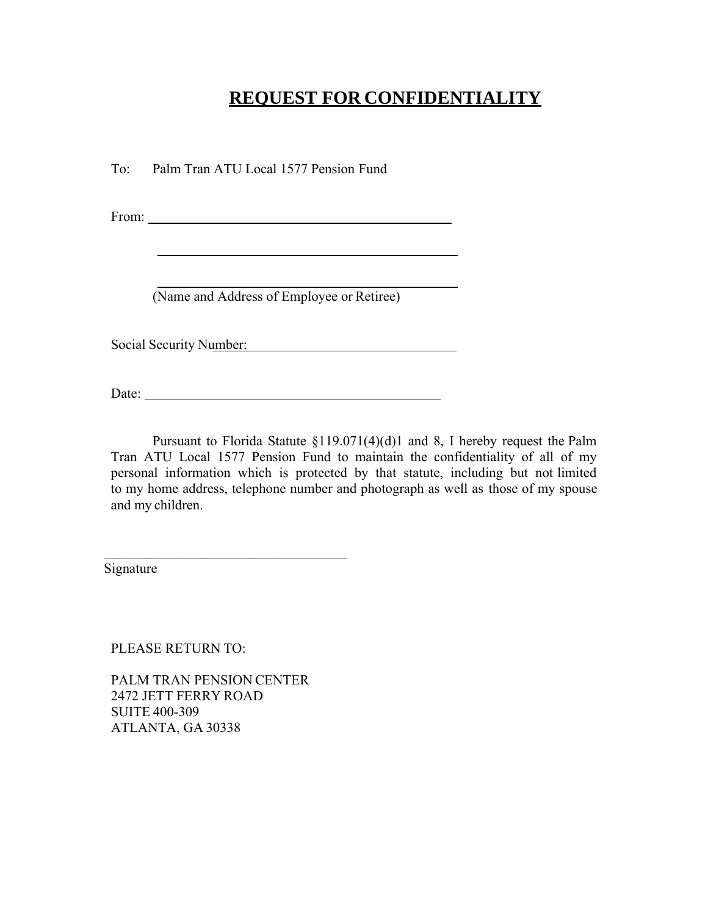# REQUEST FOR CONFIDENTIALITY

To: Palm Tran ATU Local 1577 Pension Fund

From: ______________________________________________

______________________________________________

______________________________________________

(Name and Address of Employee or Retiree)

Social Security Number: ______________________________

Date: __________________________________________

Pursuant to Florida Statute §119.071(4)(d)1 and 8, I hereby request the Palm Tran ATU Local 1577 Pension Fund to maintain the confidentiality of all of my personal information which is protected by that statute, including but not limited to my home address, telephone number and photograph as well as those of my spouse and my children.

______________________________________

Signature

PLEASE RETURN TO:

PALM TRAN PENSION CENTER
2472 JETT FERRY ROAD
SUITE 400-309
ATLANTA, GA 30338